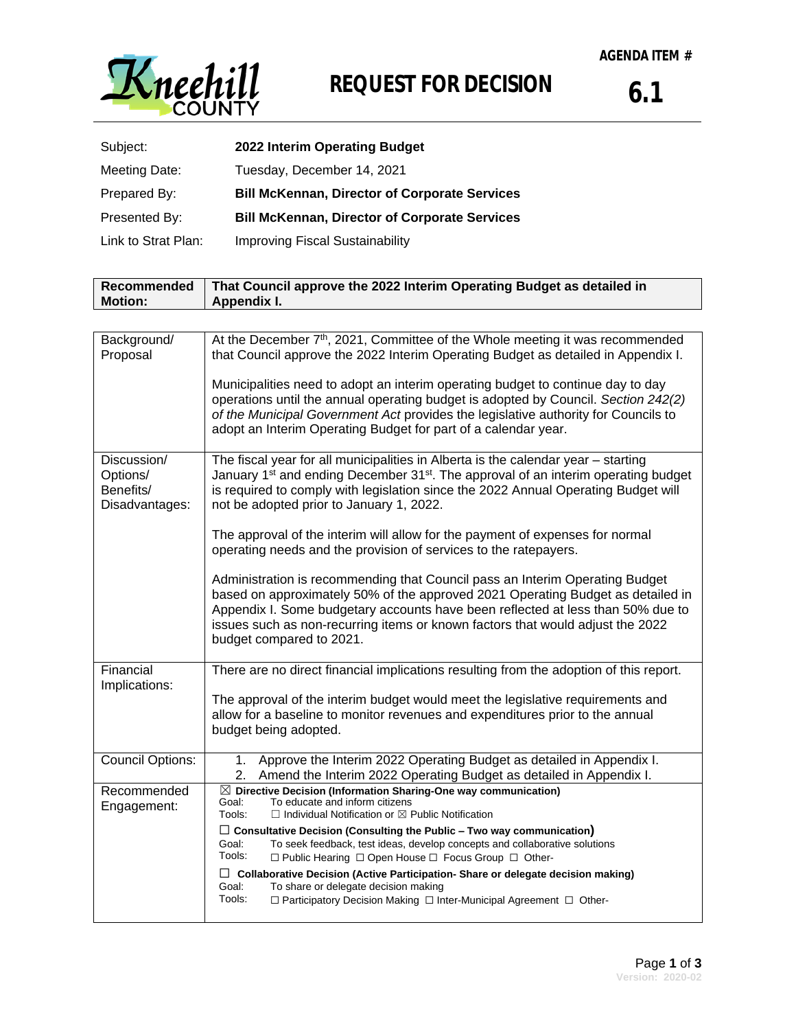**AGENDA ITEM #**

**6.1**

# REQUEST FOR DECISION

| | |
|---|---|
| Subject: | **2022 Interim Operating Budget** |
| Meeting Date: | Tuesday, December 14, 2021 |
| Prepared By: | **Bill McKennan, Director of Corporate Services** |
| Presented By: | **Bill McKennan, Director of Corporate Services** |
| Link to Strat Plan: | Improving Fiscal Sustainability |

| | |
|---|---|
| **Recommended Motion:** | **That Council approve the 2022 Interim Operating Budget as detailed in Appendix I.** |

| | |
|---|---|
| Background/ Proposal | At the December 7th, 2021, Committee of the Whole meeting it was recommended that Council approve the 2022 Interim Operating Budget as detailed in Appendix I.<br><br>Municipalities need to adopt an interim operating budget to continue day to day operations until the annual operating budget is adopted by Council. *Section 242(2) of the Municipal Government Act* provides the legislative authority for Councils to adopt an Interim Operating Budget for part of a calendar year. |
| Discussion/ Options/ Benefits/ Disadvantages: | The fiscal year for all municipalities in Alberta is the calendar year – starting January 1st and ending December 31st. The approval of an interim operating budget is required to comply with legislation since the 2022 Annual Operating Budget will not be adopted prior to January 1, 2022.<br><br>The approval of the interim will allow for the payment of expenses for normal operating needs and the provision of services to the ratepayers.<br><br>Administration is recommending that Council pass an Interim Operating Budget based on approximately 50% of the approved 2021 Operating Budget as detailed in Appendix I. Some budgetary accounts have been reflected at less than 50% due to issues such as non-recurring items or known factors that would adjust the 2022 budget compared to 2021. |
| Financial Implications: | There are no direct financial implications resulting from the adoption of this report.<br><br>The approval of the interim budget would meet the legislative requirements and allow for a baseline to monitor revenues and expenditures prior to the annual budget being adopted. |
| Council Options: | 1. Approve the Interim 2022 Operating Budget as detailed in Appendix I.<br>2. Amend the Interim 2022 Operating Budget as detailed in Appendix I. |
| Recommended Engagement: | ☒ **Directive Decision (Information Sharing-One way communication)**<br>Goal: To educate and inform citizens<br>Tools: ☐ Individual Notification or ☒ Public Notification<br><br>☐ **Consultative Decision (Consulting the Public – Two way communication)**<br>Goal: To seek feedback, test ideas, develop concepts and collaborative solutions<br>Tools: ☐ Public Hearing ☐ Open House ☐ Focus Group ☐ Other-<br><br>☐ **Collaborative Decision (Active Participation- Share or delegate decision making)**<br>Goal: To share or delegate decision making<br>Tools: ☐ Participatory Decision Making ☐ Inter-Municipal Agreement ☐ Other- |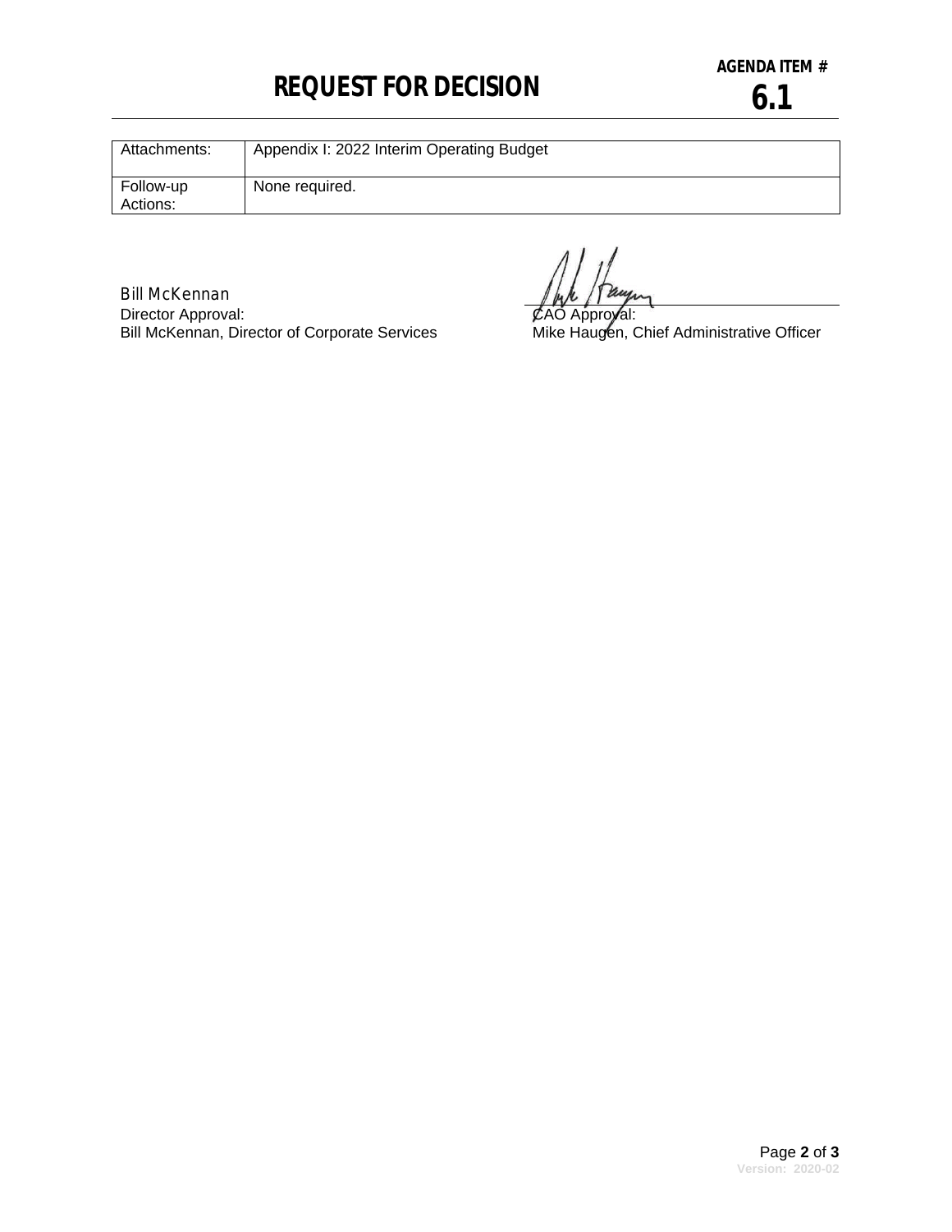# REQUEST FOR DECISION

**AGENDA ITEM #**
**6.1**

| Attachments: | Appendix I: 2022 Interim Operating Budget |
|---|---|
| Follow-up Actions: | None required. |

Bill McKennan
Director Approval:
Bill McKennan, Director of Corporate Services

CAO Approval:
Mike Haugen, Chief Administrative Officer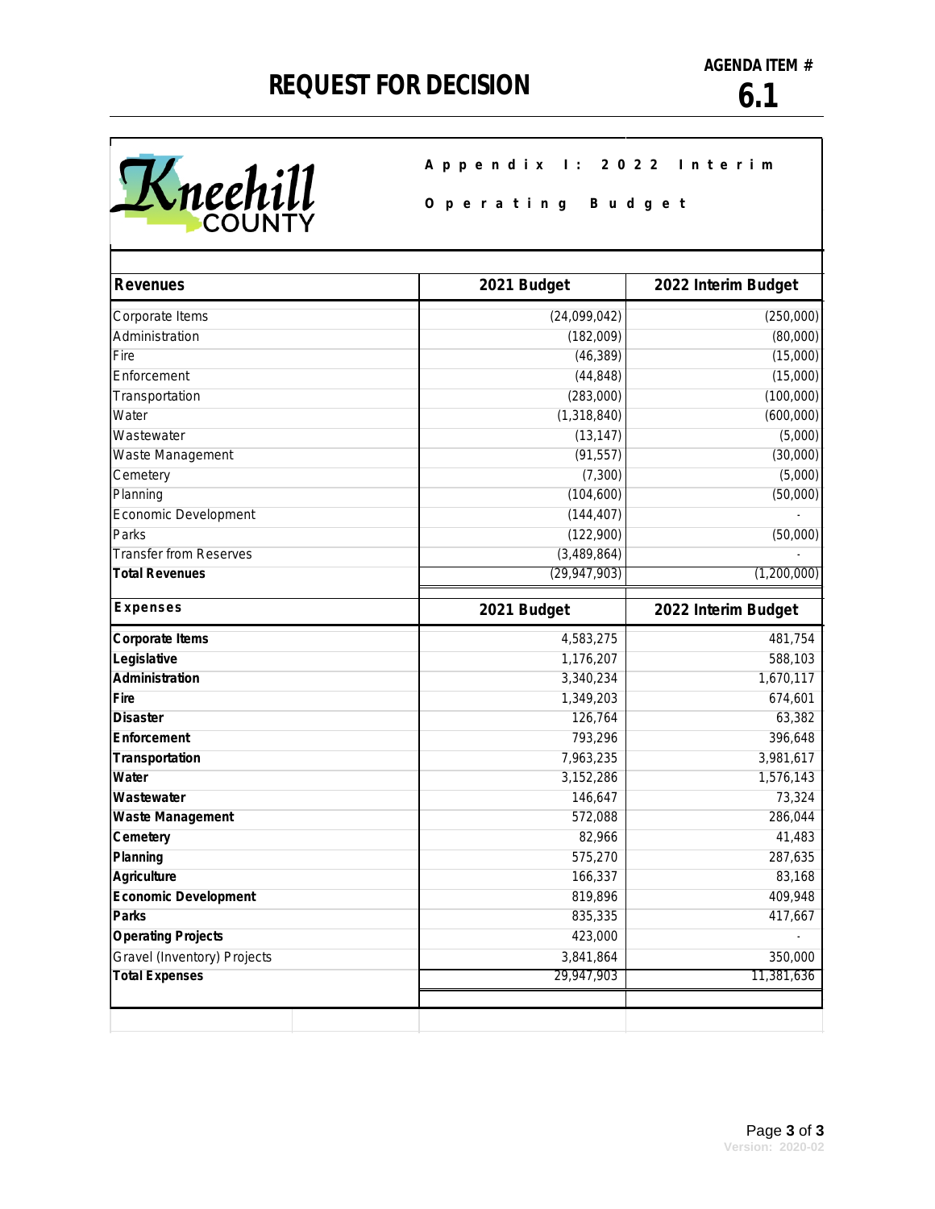# REQUEST FOR DECISION

**AGENDA ITEM #**
**6.1**

Kneehill COUNTY

**Appendix I: 2022 Interim Operating Budget**

| Revenues | 2021 Budget | 2022 Interim Budget |
|---|---|---|
| Corporate Items | (24,099,042) | (250,000) |
| Administration | (182,009) | (80,000) |
| Fire | (46,389) | (15,000) |
| Enforcement | (44,848) | (15,000) |
| Transportation | (283,000) | (100,000) |
| Water | (1,318,840) | (600,000) |
| Wastewater | (13,147) | (5,000) |
| Waste Management | (91,557) | (30,000) |
| Cemetery | (7,300) | (5,000) |
| Planning | (104,600) | (50,000) |
| Economic Development | (144,407) | - |
| Parks | (122,900) | (50,000) |
| Transfer from Reserves | (3,489,864) | - |
| **Total Revenues** | (29,947,903) | (1,200,000) |

| Expenses | 2021 Budget | 2022 Interim Budget |
|---|---|---|
| **Corporate Items** | 4,583,275 | 481,754 |
| **Legislative** | 1,176,207 | 588,103 |
| **Administration** | 3,340,234 | 1,670,117 |
| **Fire** | 1,349,203 | 674,601 |
| **Disaster** | 126,764 | 63,382 |
| **Enforcement** | 793,296 | 396,648 |
| **Transportation** | 7,963,235 | 3,981,617 |
| **Water** | 3,152,286 | 1,576,143 |
| **Wastewater** | 146,647 | 73,324 |
| **Waste Management** | 572,088 | 286,044 |
| **Cemetery** | 82,966 | 41,483 |
| **Planning** | 575,270 | 287,635 |
| **Agriculture** | 166,337 | 83,168 |
| **Economic Development** | 819,896 | 409,948 |
| **Parks** | 835,335 | 417,667 |
| **Operating Projects** | 423,000 | - |
| Gravel (Inventory) Projects | 3,841,864 | 350,000 |
| **Total Expenses** | 29,947,903 | 11,381,636 |